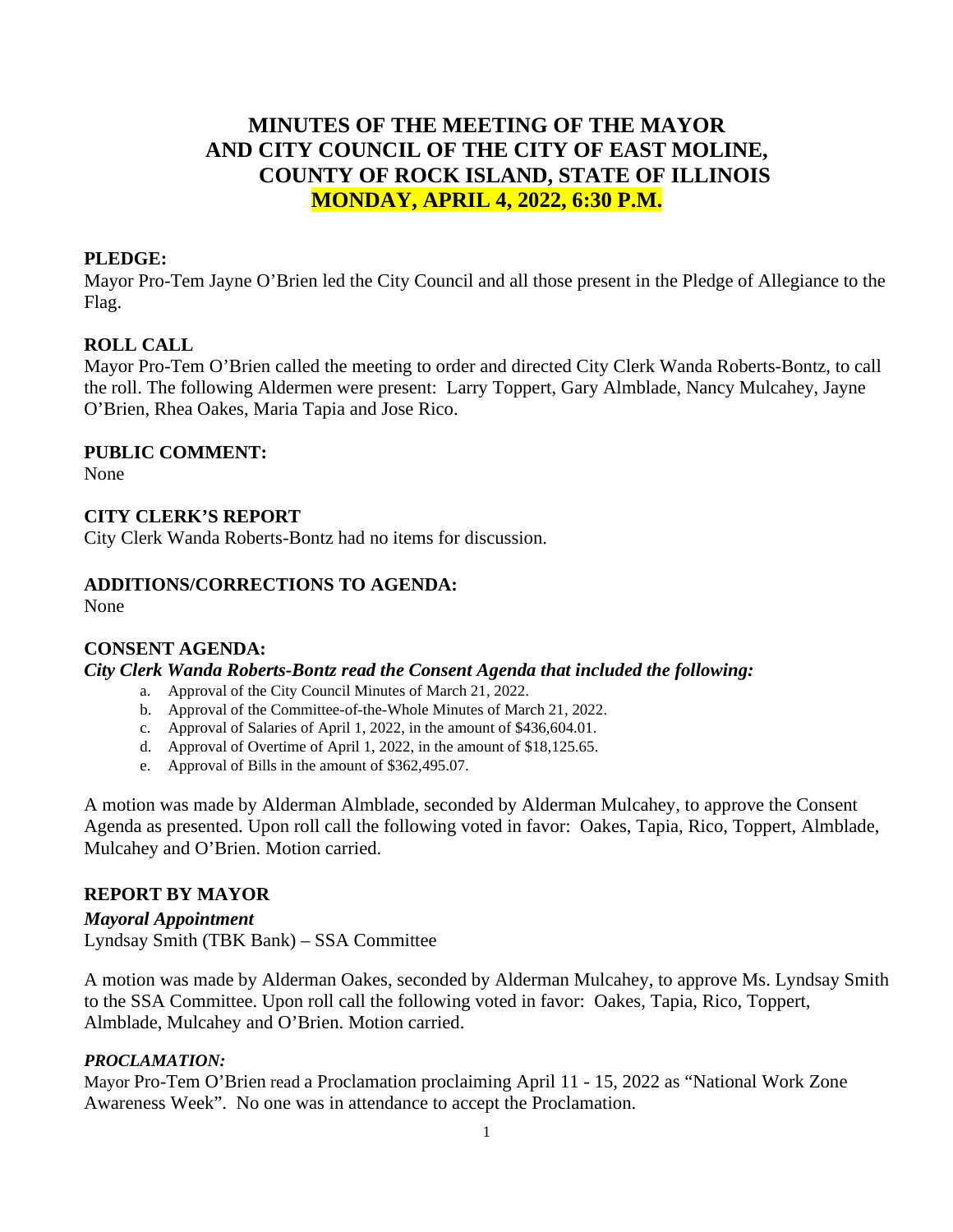# MINUTES OF THE MEETING OF THE MAYOR AND CITY COUNCIL OF THE CITY OF EAST MOLINE, COUNTY OF ROCK ISLAND, STATE OF ILLINOIS

## MONDAY, APRIL 4, 2022, 6:30 P.M.

**PLEDGE:**

Mayor Pro-Tem Jayne O'Brien led the City Council and all those present in the Pledge of Allegiance to the Flag.

**ROLL CALL**

Mayor Pro-Tem O'Brien called the meeting to order and directed City Clerk Wanda Roberts-Bontz, to call the roll. The following Aldermen were present: Larry Toppert, Gary Almblade, Nancy Mulcahey, Jayne O'Brien, Rhea Oakes, Maria Tapia and Jose Rico.

**PUBLIC COMMENT:**

None

**CITY CLERK'S REPORT**

City Clerk Wanda Roberts-Bontz had no items for discussion.

**ADDITIONS/CORRECTIONS TO AGENDA:**

None

**CONSENT AGENDA:**

***City Clerk Wanda Roberts-Bontz read the Consent Agenda that included the following:***

a. Approval of the City Council Minutes of March 21, 2022.
b. Approval of the Committee-of-the-Whole Minutes of March 21, 2022.
c. Approval of Salaries of April 1, 2022, in the amount of $436,604.01.
d. Approval of Overtime of April 1, 2022, in the amount of $18,125.65.
e. Approval of Bills in the amount of $362,495.07.

A motion was made by Alderman Almblade, seconded by Alderman Mulcahey, to approve the Consent Agenda as presented. Upon roll call the following voted in favor: Oakes, Tapia, Rico, Toppert, Almblade, Mulcahey and O'Brien. Motion carried.

**REPORT BY MAYOR**

***Mayoral Appointment***

Lyndsay Smith (TBK Bank) – SSA Committee

A motion was made by Alderman Oakes, seconded by Alderman Mulcahey, to approve Ms. Lyndsay Smith to the SSA Committee. Upon roll call the following voted in favor: Oakes, Tapia, Rico, Toppert, Almblade, Mulcahey and O'Brien. Motion carried.

***PROCLAMATION:***

Mayor Pro-Tem O'Brien read a Proclamation proclaiming April 11 - 15, 2022 as "National Work Zone Awareness Week". No one was in attendance to accept the Proclamation.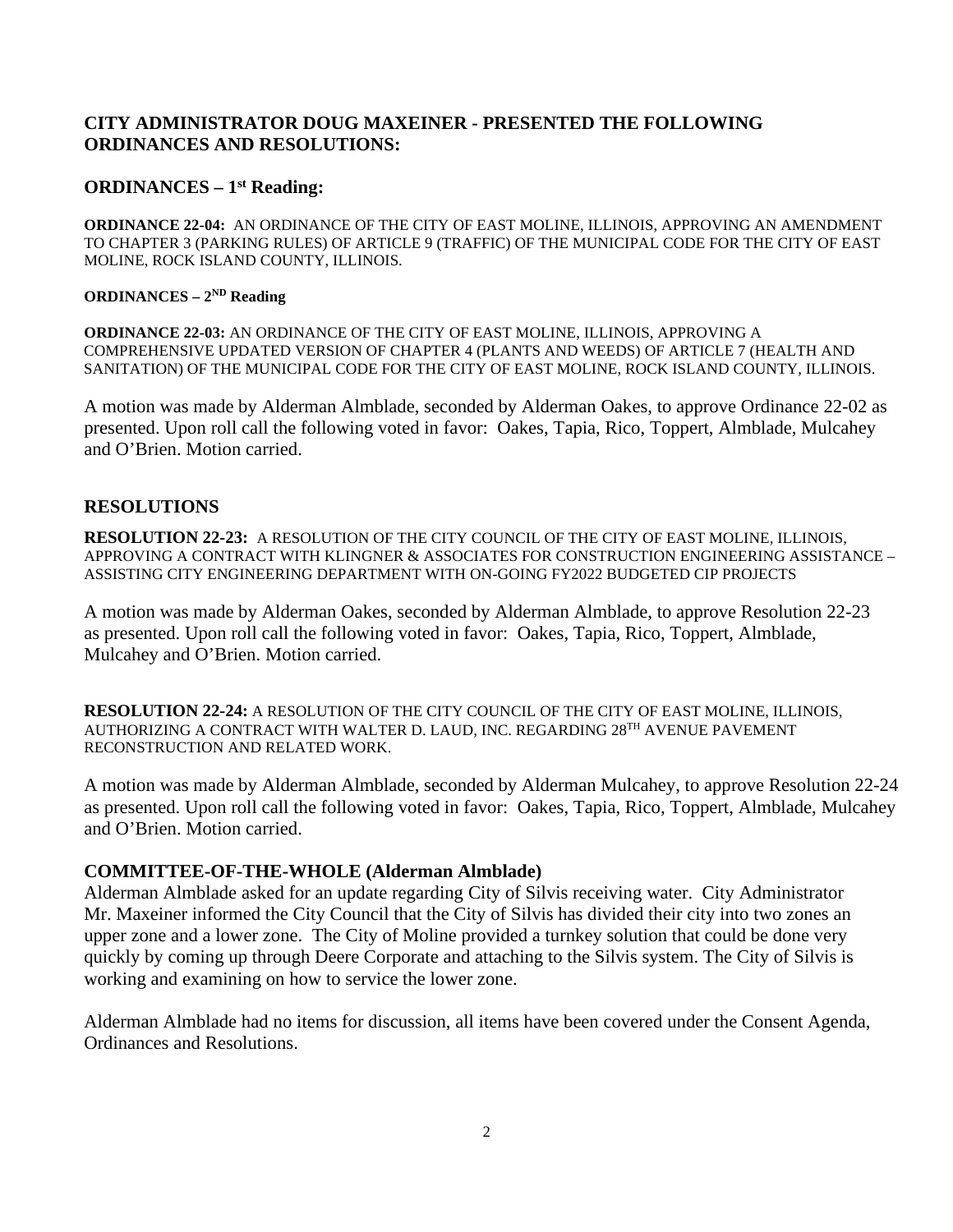### CITY ADMINISTRATOR DOUG MAXEINER - PRESENTED THE FOLLOWING ORDINANCES AND RESOLUTIONS:

### ORDINANCES – 1st Reading:

**ORDINANCE 22-04:** AN ORDINANCE OF THE CITY OF EAST MOLINE, ILLINOIS, APPROVING AN AMENDMENT TO CHAPTER 3 (PARKING RULES) OF ARTICLE 9 (TRAFFIC) OF THE MUNICIPAL CODE FOR THE CITY OF EAST MOLINE, ROCK ISLAND COUNTY, ILLINOIS.

**ORDINANCES – 2ND Reading**

**ORDINANCE 22-03:** AN ORDINANCE OF THE CITY OF EAST MOLINE, ILLINOIS, APPROVING A COMPREHENSIVE UPDATED VERSION OF CHAPTER 4 (PLANTS AND WEEDS) OF ARTICLE 7 (HEALTH AND SANITATION) OF THE MUNICIPAL CODE FOR THE CITY OF EAST MOLINE, ROCK ISLAND COUNTY, ILLINOIS.

A motion was made by Alderman Almblade, seconded by Alderman Oakes, to approve Ordinance 22-02 as presented. Upon roll call the following voted in favor: Oakes, Tapia, Rico, Toppert, Almblade, Mulcahey and O'Brien. Motion carried.

### RESOLUTIONS

**RESOLUTION 22-23:** A RESOLUTION OF THE CITY COUNCIL OF THE CITY OF EAST MOLINE, ILLINOIS, APPROVING A CONTRACT WITH KLINGNER & ASSOCIATES FOR CONSTRUCTION ENGINEERING ASSISTANCE – ASSISTING CITY ENGINEERING DEPARTMENT WITH ON-GOING FY2022 BUDGETED CIP PROJECTS

A motion was made by Alderman Oakes, seconded by Alderman Almblade, to approve Resolution 22-23 as presented. Upon roll call the following voted in favor: Oakes, Tapia, Rico, Toppert, Almblade, Mulcahey and O'Brien. Motion carried.

**RESOLUTION 22-24:** A RESOLUTION OF THE CITY COUNCIL OF THE CITY OF EAST MOLINE, ILLINOIS, AUTHORIZING A CONTRACT WITH WALTER D. LAUD, INC. REGARDING 28TH AVENUE PAVEMENT RECONSTRUCTION AND RELATED WORK.

A motion was made by Alderman Almblade, seconded by Alderman Mulcahey, to approve Resolution 22-24 as presented. Upon roll call the following voted in favor: Oakes, Tapia, Rico, Toppert, Almblade, Mulcahey and O'Brien. Motion carried.

### COMMITTEE-OF-THE-WHOLE (Alderman Almblade)

Alderman Almblade asked for an update regarding City of Silvis receiving water. City Administrator Mr. Maxeiner informed the City Council that the City of Silvis has divided their city into two zones an upper zone and a lower zone. The City of Moline provided a turnkey solution that could be done very quickly by coming up through Deere Corporate and attaching to the Silvis system. The City of Silvis is working and examining on how to service the lower zone.

Alderman Almblade had no items for discussion, all items have been covered under the Consent Agenda, Ordinances and Resolutions.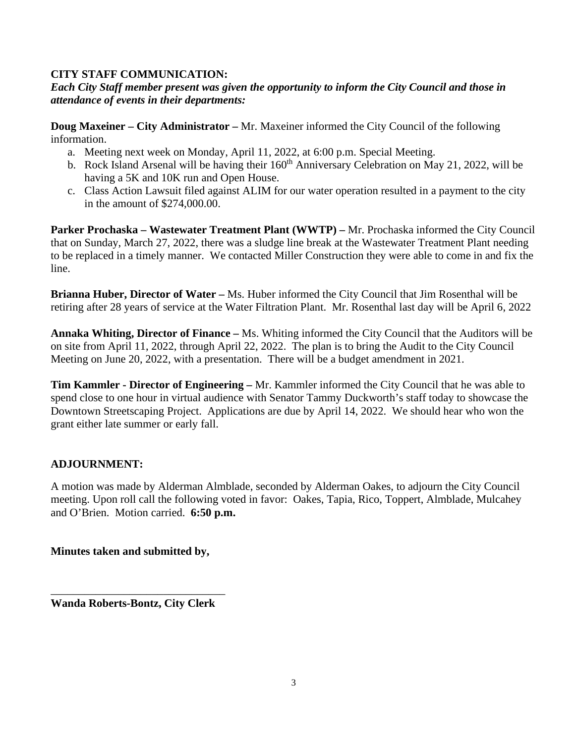**CITY STAFF COMMUNICATION:**

***Each City Staff member present was given the opportunity to inform the City Council and those in attendance of events in their departments:***

**Doug Maxeiner – City Administrator –** Mr. Maxeiner informed the City Council of the following information.

a. Meeting next week on Monday, April 11, 2022, at 6:00 p.m. Special Meeting.
b. Rock Island Arsenal will be having their 160th Anniversary Celebration on May 21, 2022, will be having a 5K and 10K run and Open House.
c. Class Action Lawsuit filed against ALIM for our water operation resulted in a payment to the city in the amount of $274,000.00.

**Parker Prochaska – Wastewater Treatment Plant (WWTP) –** Mr. Prochaska informed the City Council that on Sunday, March 27, 2022, there was a sludge line break at the Wastewater Treatment Plant needing to be replaced in a timely manner. We contacted Miller Construction they were able to come in and fix the line.

**Brianna Huber, Director of Water –** Ms. Huber informed the City Council that Jim Rosenthal will be retiring after 28 years of service at the Water Filtration Plant. Mr. Rosenthal last day will be April 6, 2022

**Annaka Whiting, Director of Finance –** Ms. Whiting informed the City Council that the Auditors will be on site from April 11, 2022, through April 22, 2022. The plan is to bring the Audit to the City Council Meeting on June 20, 2022, with a presentation. There will be a budget amendment in 2021.

**Tim Kammler - Director of Engineering –** Mr. Kammler informed the City Council that he was able to spend close to one hour in virtual audience with Senator Tammy Duckworth's staff today to showcase the Downtown Streetscaping Project. Applications are due by April 14, 2022. We should hear who won the grant either late summer or early fall.

**ADJOURNMENT:**

A motion was made by Alderman Almblade, seconded by Alderman Oakes, to adjourn the City Council meeting. Upon roll call the following voted in favor: Oakes, Tapia, Rico, Toppert, Almblade, Mulcahey and O'Brien. Motion carried. **6:50 p.m.**

**Minutes taken and submitted by,**

\_\_\_\_\_\_\_\_\_\_\_\_\_\_\_\_\_\_\_\_\_\_\_\_\_\_\_\_\_\_\_\_

**Wanda Roberts-Bontz, City Clerk**